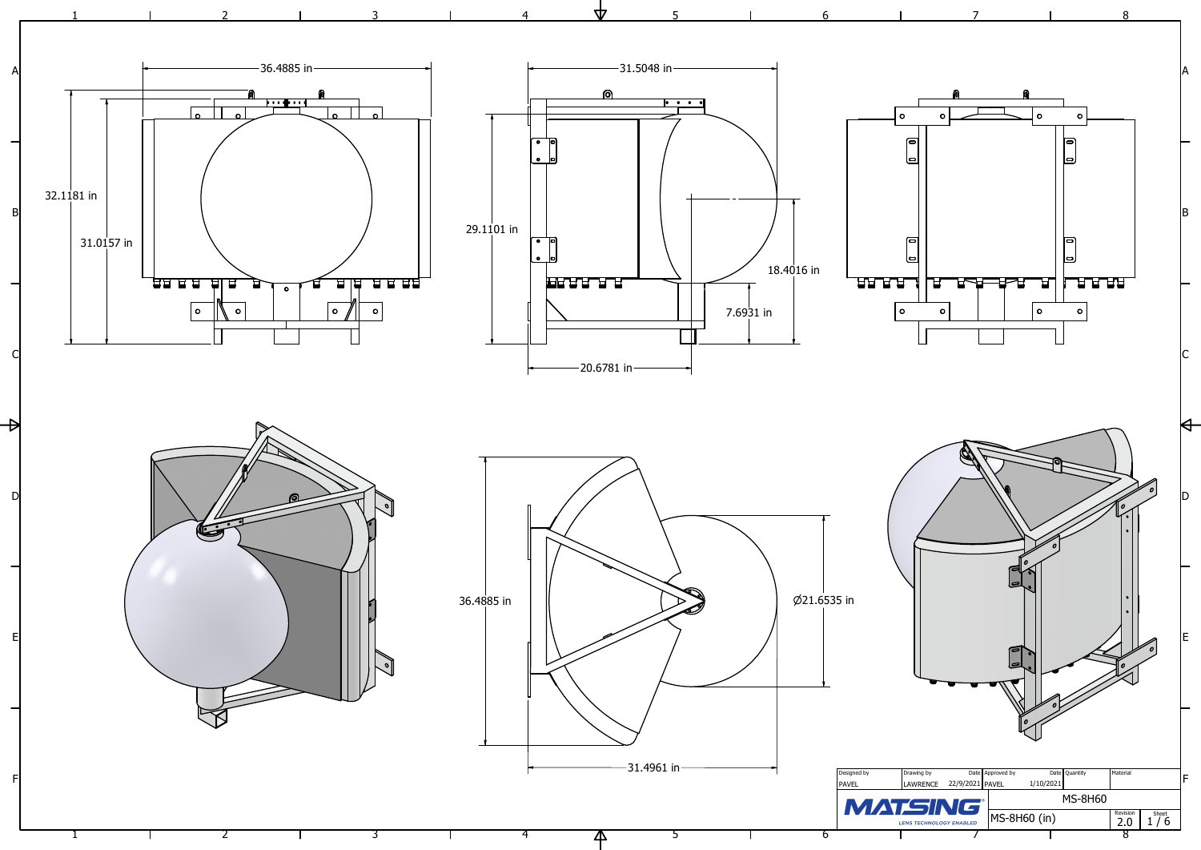36.4885 in

32.1181 in

31.0157 in

31.5048 in

29.1101 in

18.4016 in

7.6931 in

20.6781 in

36.4885 in

Ø21.6535 in

31.4961 in

| Designed by | Drawing by | Date | Approved by | Date | Quantity | Material |
|---|---|---|---|---|---|---|
| PAVEL | LAWRENCE | 22/9/2021 | PAVEL | 1/10/2021 | | |

MATSING — LENS TECHNOLOGY ENABLED

MS-8H60

MS-8H60 (in)

Revision: 2.0

Sheet: 1 / 6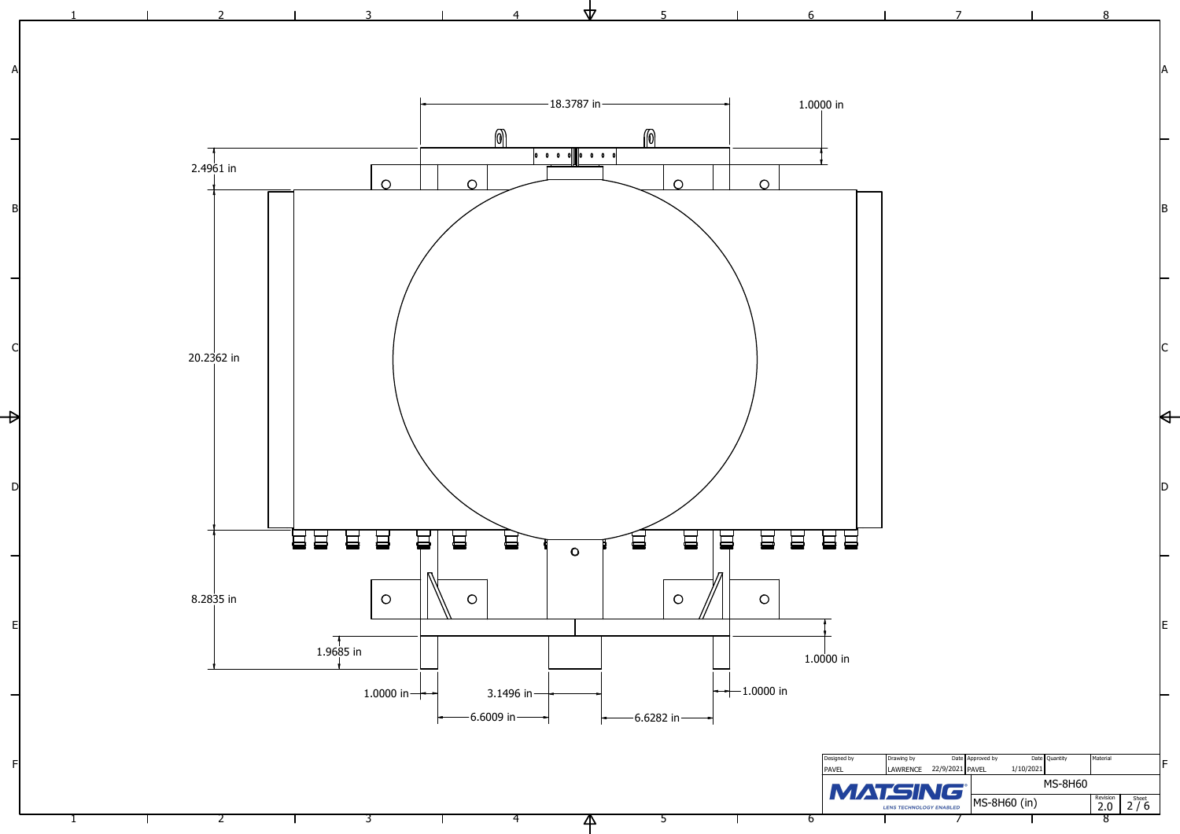18.3787 in

1.0000 in

2.4961 in

20.2362 in

8.2835 in

1.9685 in

1.0000 in

1.0000 in

3.1496 in

1.0000 in

6.6009 in

6.6282 in

| Designed by | Drawing by | Date | Approved by | Date | Quantity | Material |
|---|---|---|---|---|---|---|
| PAVEL | LAWRENCE | 22/9/2021 | PAVEL | 1/10/2021 | | |

MATSING LENS TECHNOLOGY ENABLED

MS-8H60

MS-8H60 (in)

| Revision | Sheet |
|---|---|
| 2.0 | 2 / 6 |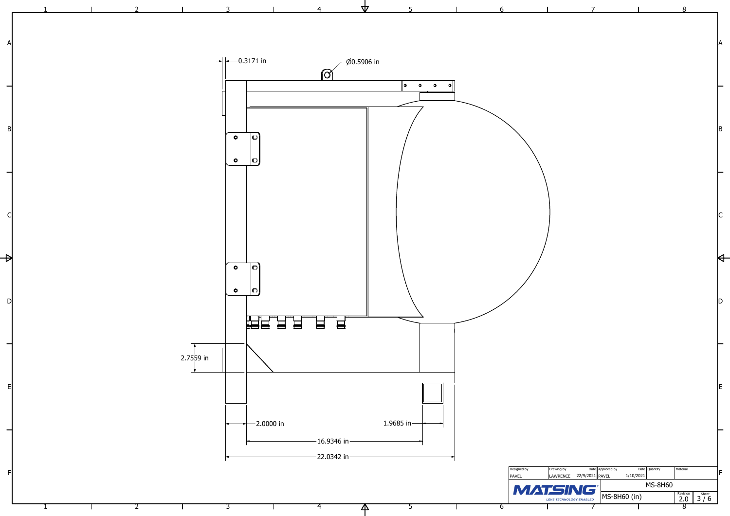0.3171 in

Ø0.5906 in

2.7559 in

2.0000 in

1.9685 in

16.9346 in

22.0342 in

| Designed by | Drawing by | Date | Approved by | Date | Quantity | Material |
|---|---|---|---|---|---|---|
| PAVEL | LAWRENCE | 22/9/2021 | PAVEL | 1/10/2021 | | |

MATSING — LENS TECHNOLOGY ENABLED

MS-8H60

MS-8H60 (in)

Revision: 2.0

Sheet: 3 / 6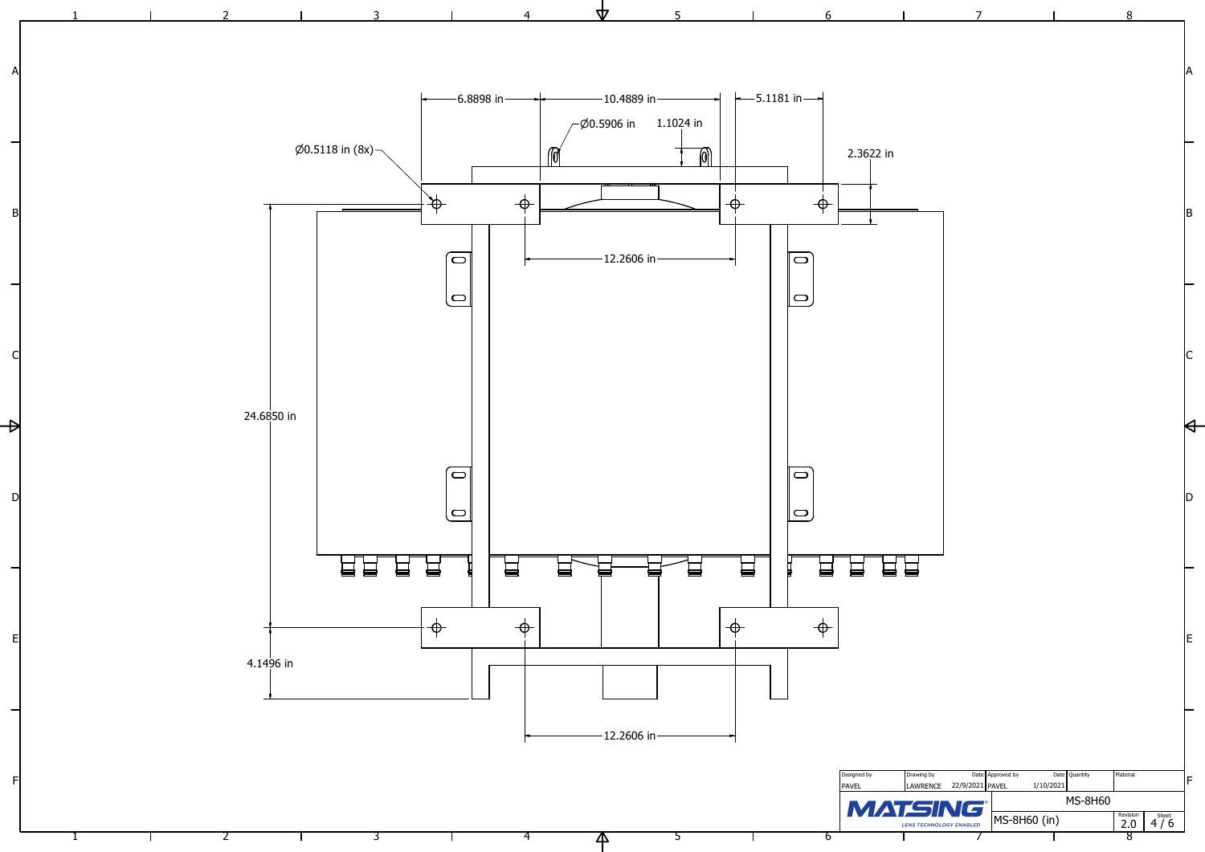6.8898 in

10.4889 in

5.1181 in

Ø0.5906 in

1.1024 in

Ø0.5118 in (8x)

2.3622 in

12.2606 in

24.6850 in

4.1496 in

12.2606 in

| Designed by | Drawing by | Date | Approved by | Date | Quantity | Material |
|---|---|---|---|---|---|---|
| PAVEL | LAWRENCE | 22/9/2021 | PAVEL | 1/10/2021 | | |

MATSING

LENS TECHNOLOGY ENABLED

MS-8H60

MS-8H60 (in)

Revision 2.0

Sheet 4 / 6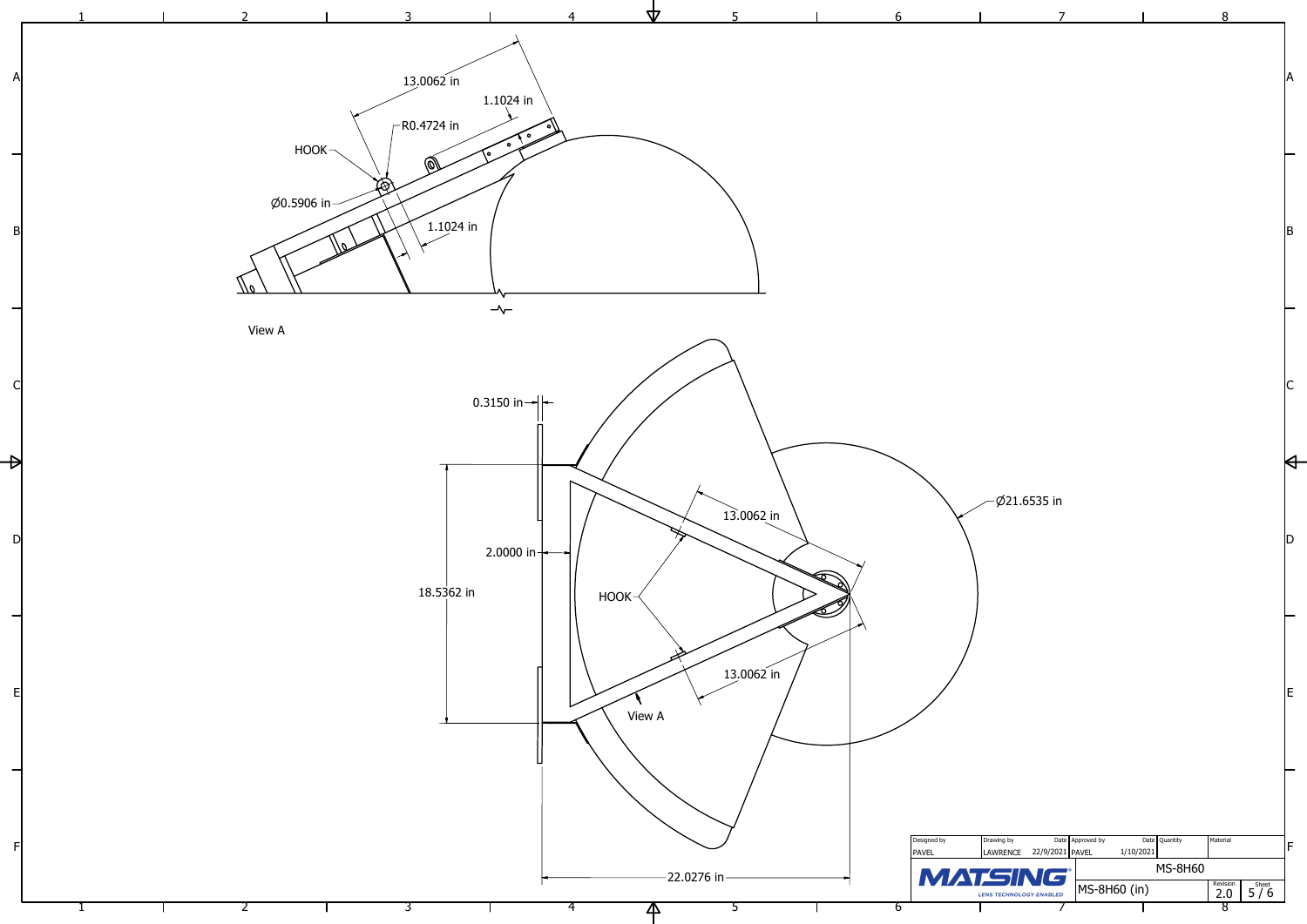View A

13.0062 in

1.1024 in

R0.4724 in

HOOK

Ø0.5906 in

1.1024 in

0.3150 in

2.0000 in

18.5362 in

HOOK

13.0062 in

13.0062 in

View A

Ø21.6535 in

22.0276 in

| Designed by | Drawing by | Date | Approved by | Date | Quantity | Material |
|---|---|---|---|---|---|---|
| PAVEL | LAWRENCE | 22/9/2021 | PAVEL | 1/10/2021 | | |

MATSING — LENS TECHNOLOGY ENABLED

MS-8H60

MS-8H60 (in)

| Revision | Sheet |
|---|---|
| 2.0 | 5 / 6 |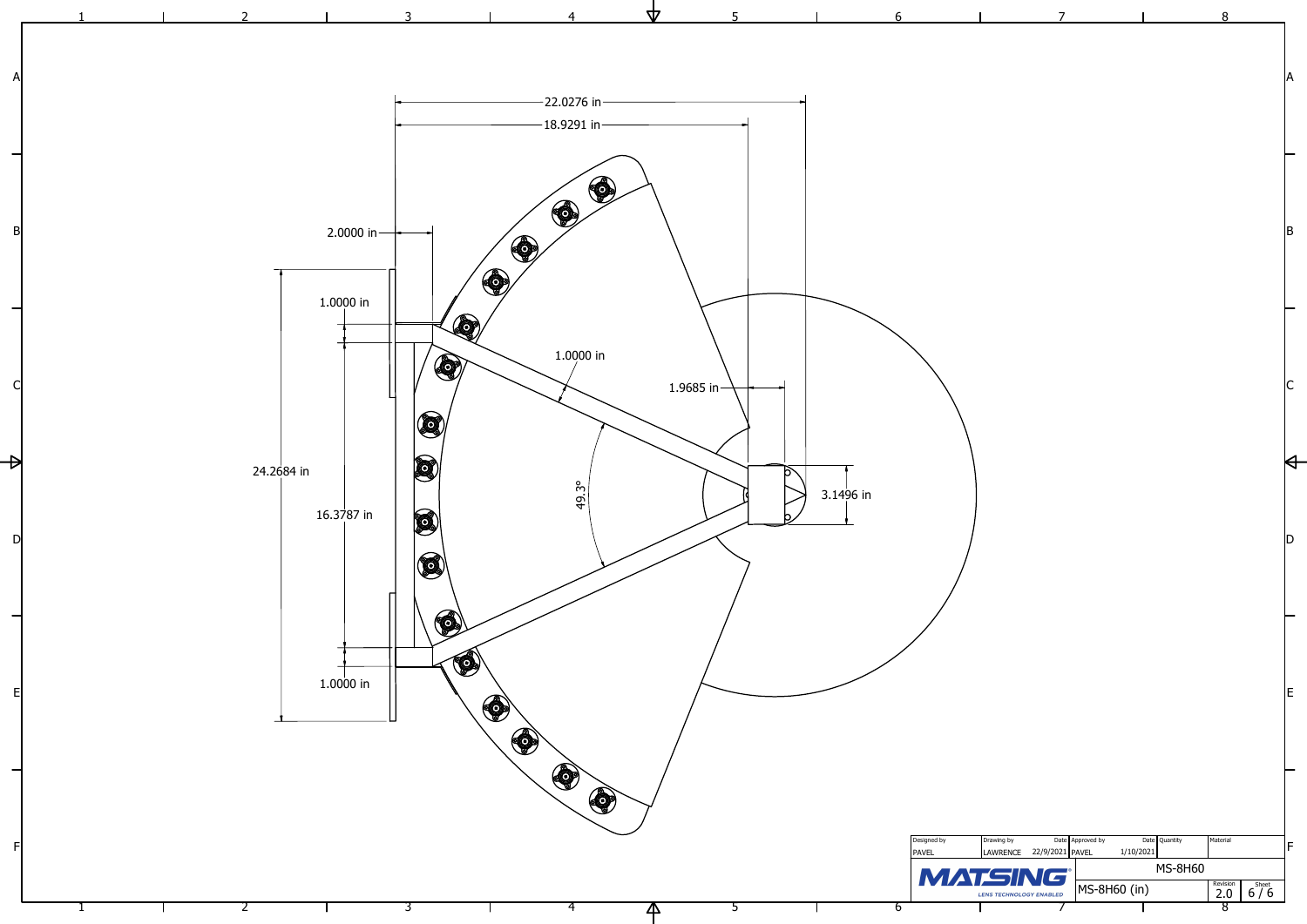22.0276 in
18.9291 in
2.0000 in
1.0000 in
1.0000 in
1.9685 in
24.2684 in
16.3787 in
49.3°
3.1496 in
1.0000 in

| Designed by | Drawing by | Date | Approved by | Date | Quantity | Material |
|---|---|---|---|---|---|---|
| PAVEL | LAWRENCE | 22/9/2021 | PAVEL | 1/10/2021 | | |

MATSING
LENS TECHNOLOGY ENABLED

MS-8H60

MS-8H60 (in)

Revision 2.0

Sheet 6 / 6